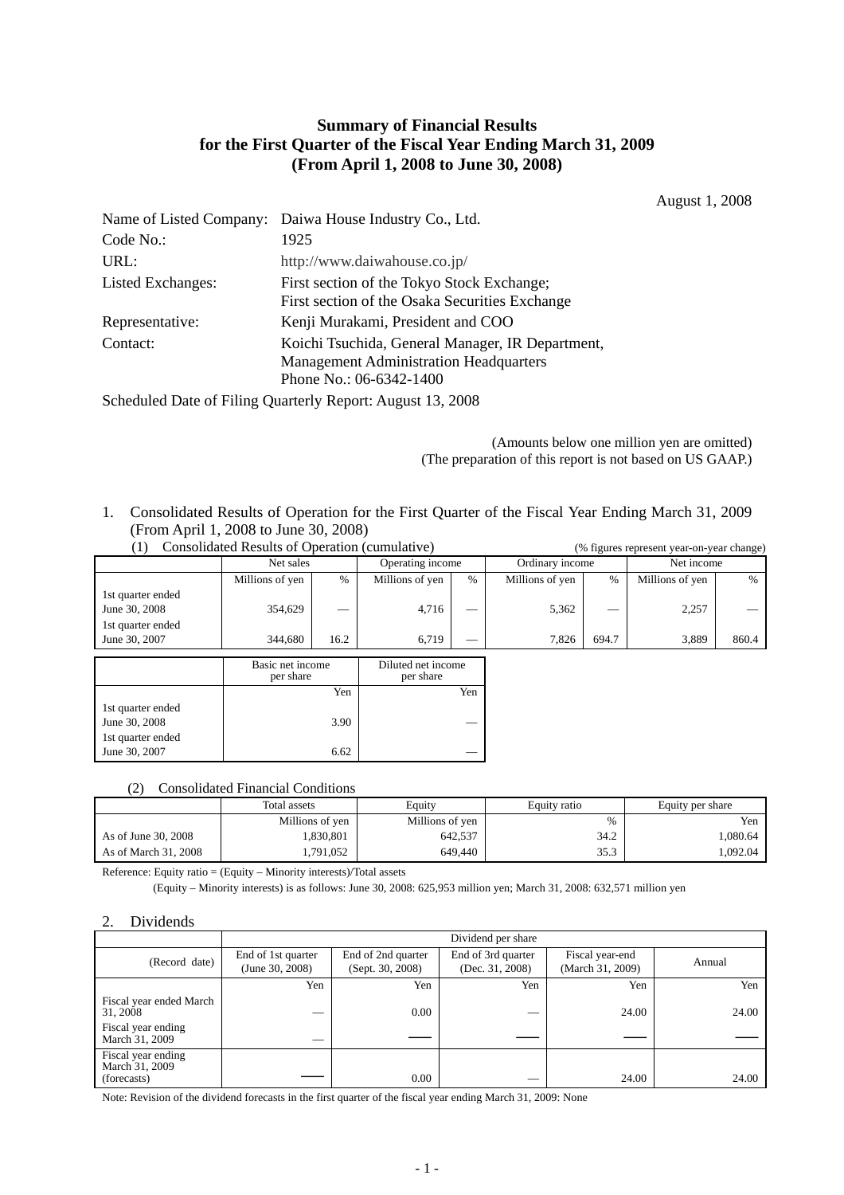# Summary of Financial Results for the First Quarter of the Fiscal Year Ending March 31, 2009 (From April 1, 2008 to June 30, 2008)

August 1, 2008

Name of Listed Company: Daiwa House Industry Co., Ltd.
Code No.: 1925
URL: http://www.daiwahouse.co.jp/
Listed Exchanges: First section of the Tokyo Stock Exchange; First section of the Osaka Securities Exchange
Representative: Kenji Murakami, President and COO
Contact: Koichi Tsuchida, General Manager, IR Department, Management Administration Headquarters
Phone No.: 06-6342-1400

Scheduled Date of Filing Quarterly Report: August 13, 2008

(Amounts below one million yen are omitted)
(The preparation of this report is not based on US GAAP.)

## 1. Consolidated Results of Operation for the First Quarter of the Fiscal Year Ending March 31, 2009 (From April 1, 2008 to June 30, 2008)

### (1) Consolidated Results of Operation (cumulative)

(% figures represent year-on-year change)

| | Net sales | | Operating income | | Ordinary income | | Net income | |
|---|---|---|---|---|---|---|---|---|
| | Millions of yen | % | Millions of yen | % | Millions of yen | % | Millions of yen | % |
| 1st quarter ended June 30, 2008 | 354,629 | — | 4,716 | — | 5,362 | — | 2,257 | — |
| 1st quarter ended June 30, 2007 | 344,680 | 16.2 | 6,719 | — | 7,826 | 694.7 | 3,889 | 860.4 |

| | Basic net income per share | Diluted net income per share |
|---|---|---|
| | Yen | Yen |
| 1st quarter ended June 30, 2008 | 3.90 | — |
| 1st quarter ended June 30, 2007 | 6.62 | — |

### (2) Consolidated Financial Conditions

| | Total assets | Equity | Equity ratio | Equity per share |
|---|---|---|---|---|
| | Millions of yen | Millions of yen | % | Yen |
| As of June 30, 2008 | 1,830,801 | 642,537 | 34.2 | 1,080.64 |
| As of March 31, 2008 | 1,791,052 | 649,440 | 35.3 | 1,092.04 |

Reference: Equity ratio = (Equity – Minority interests)/Total assets

(Equity – Minority interests) is as follows: June 30, 2008: 625,953 million yen; March 31, 2008: 632,571 million yen

## 2. Dividends

| | Dividend per share | | | | |
|---|---|---|---|---|---|
| (Record date) | End of 1st quarter (June 30, 2008) | End of 2nd quarter (Sept. 30, 2008) | End of 3rd quarter (Dec. 31, 2008) | Fiscal year-end (March 31, 2009) | Annual |
| | Yen | Yen | Yen | Yen | Yen |
| Fiscal year ended March 31, 2008 | — | 0.00 | — | 24.00 | 24.00 |
| Fiscal year ending March 31, 2009 | — | —— | —— | —— | —— |
| Fiscal year ending March 31, 2009 (forecasts) | —— | 0.00 | — | 24.00 | 24.00 |

Note: Revision of the dividend forecasts in the first quarter of the fiscal year ending March 31, 2009: None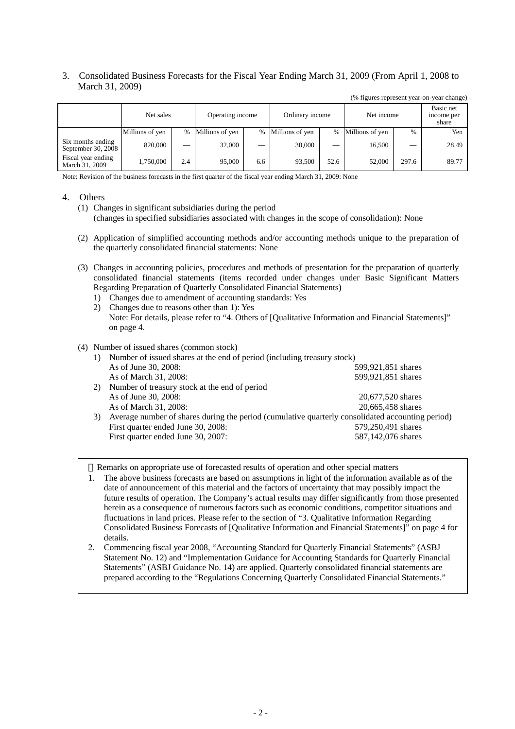3. Consolidated Business Forecasts for the Fiscal Year Ending March 31, 2009 (From April 1, 2008 to March 31, 2009)

(% figures represent year-on-year change)

| | Net sales | | Operating income | | Ordinary income | | Net income | | Basic net income per share |
|---|---|---|---|---|---|---|---|---|---|
| | Millions of yen | % | Millions of yen | % | Millions of yen | % | Millions of yen | % | Yen |
| Six months ending September 30, 2008 | 820,000 | — | 32,000 | — | 30,000 | — | 16,500 | — | 28.49 |
| Fiscal year ending March 31, 2009 | 1,750,000 | 2.4 | 95,000 | 6.6 | 93,500 | 52.6 | 52,000 | 297.6 | 89.77 |

Note: Revision of the business forecasts in the first quarter of the fiscal year ending March 31, 2009: None

4. Others

(1) Changes in significant subsidiaries during the period
(changes in specified subsidiaries associated with changes in the scope of consolidation): None

(2) Application of simplified accounting methods and/or accounting methods unique to the preparation of the quarterly consolidated financial statements: None

(3) Changes in accounting policies, procedures and methods of presentation for the preparation of quarterly consolidated financial statements (items recorded under changes under Basic Significant Matters Regarding Preparation of Quarterly Consolidated Financial Statements)

1) Changes due to amendment of accounting standards: Yes
2) Changes due to reasons other than 1): Yes
Note: For details, please refer to "4. Others of [Qualitative Information and Financial Statements]" on page 4.

(4) Number of issued shares (common stock)

1) Number of issued shares at the end of period (including treasury stock)
   As of June 30, 2008: 599,921,851 shares
   As of March 31, 2008: 599,921,851 shares
2) Number of treasury stock at the end of period
   As of June 30, 2008: 20,677,520 shares
   As of March 31, 2008: 20,665,458 shares
3) Average number of shares during the period (cumulative quarterly consolidated accounting period)
   First quarter ended June 30, 2008: 579,250,491 shares
   First quarter ended June 30, 2007: 587,142,076 shares

Remarks on appropriate use of forecasted results of operation and other special matters

1. The above business forecasts are based on assumptions in light of the information available as of the date of announcement of this material and the factors of uncertainty that may possibly impact the future results of operation. The Company's actual results may differ significantly from those presented herein as a consequence of numerous factors such as economic conditions, competitor situations and fluctuations in land prices. Please refer to the section of "3. Qualitative Information Regarding Consolidated Business Forecasts of [Qualitative Information and Financial Statements]" on page 4 for details.
2. Commencing fiscal year 2008, "Accounting Standard for Quarterly Financial Statements" (ASBJ Statement No. 12) and "Implementation Guidance for Accounting Standards for Quarterly Financial Statements" (ASBJ Guidance No. 14) are applied. Quarterly consolidated financial statements are prepared according to the "Regulations Concerning Quarterly Consolidated Financial Statements."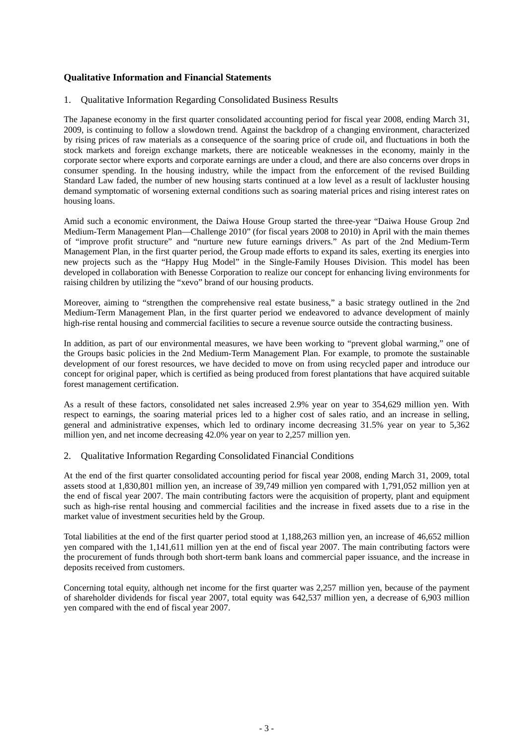## Qualitative Information and Financial Statements

### 1. Qualitative Information Regarding Consolidated Business Results

The Japanese economy in the first quarter consolidated accounting period for fiscal year 2008, ending March 31, 2009, is continuing to follow a slowdown trend. Against the backdrop of a changing environment, characterized by rising prices of raw materials as a consequence of the soaring price of crude oil, and fluctuations in both the stock markets and foreign exchange markets, there are noticeable weaknesses in the economy, mainly in the corporate sector where exports and corporate earnings are under a cloud, and there are also concerns over drops in consumer spending. In the housing industry, while the impact from the enforcement of the revised Building Standard Law faded, the number of new housing starts continued at a low level as a result of lackluster housing demand symptomatic of worsening external conditions such as soaring material prices and rising interest rates on housing loans.

Amid such a economic environment, the Daiwa House Group started the three-year "Daiwa House Group 2nd Medium-Term Management Plan—Challenge 2010" (for fiscal years 2008 to 2010) in April with the main themes of "improve profit structure" and "nurture new future earnings drivers." As part of the 2nd Medium-Term Management Plan, in the first quarter period, the Group made efforts to expand its sales, exerting its energies into new projects such as the "Happy Hug Model" in the Single-Family Houses Division. This model has been developed in collaboration with Benesse Corporation to realize our concept for enhancing living environments for raising children by utilizing the "xevo" brand of our housing products.

Moreover, aiming to "strengthen the comprehensive real estate business," a basic strategy outlined in the 2nd Medium-Term Management Plan, in the first quarter period we endeavored to advance development of mainly high-rise rental housing and commercial facilities to secure a revenue source outside the contracting business.

In addition, as part of our environmental measures, we have been working to "prevent global warming," one of the Groups basic policies in the 2nd Medium-Term Management Plan. For example, to promote the sustainable development of our forest resources, we have decided to move on from using recycled paper and introduce our concept for original paper, which is certified as being produced from forest plantations that have acquired suitable forest management certification.

As a result of these factors, consolidated net sales increased 2.9% year on year to 354,629 million yen. With respect to earnings, the soaring material prices led to a higher cost of sales ratio, and an increase in selling, general and administrative expenses, which led to ordinary income decreasing 31.5% year on year to 5,362 million yen, and net income decreasing 42.0% year on year to 2,257 million yen.

### 2. Qualitative Information Regarding Consolidated Financial Conditions

At the end of the first quarter consolidated accounting period for fiscal year 2008, ending March 31, 2009, total assets stood at 1,830,801 million yen, an increase of 39,749 million yen compared with 1,791,052 million yen at the end of fiscal year 2007. The main contributing factors were the acquisition of property, plant and equipment such as high-rise rental housing and commercial facilities and the increase in fixed assets due to a rise in the market value of investment securities held by the Group.

Total liabilities at the end of the first quarter period stood at 1,188,263 million yen, an increase of 46,652 million yen compared with the 1,141,611 million yen at the end of fiscal year 2007. The main contributing factors were the procurement of funds through both short-term bank loans and commercial paper issuance, and the increase in deposits received from customers.

Concerning total equity, although net income for the first quarter was 2,257 million yen, because of the payment of shareholder dividends for fiscal year 2007, total equity was 642,537 million yen, a decrease of 6,903 million yen compared with the end of fiscal year 2007.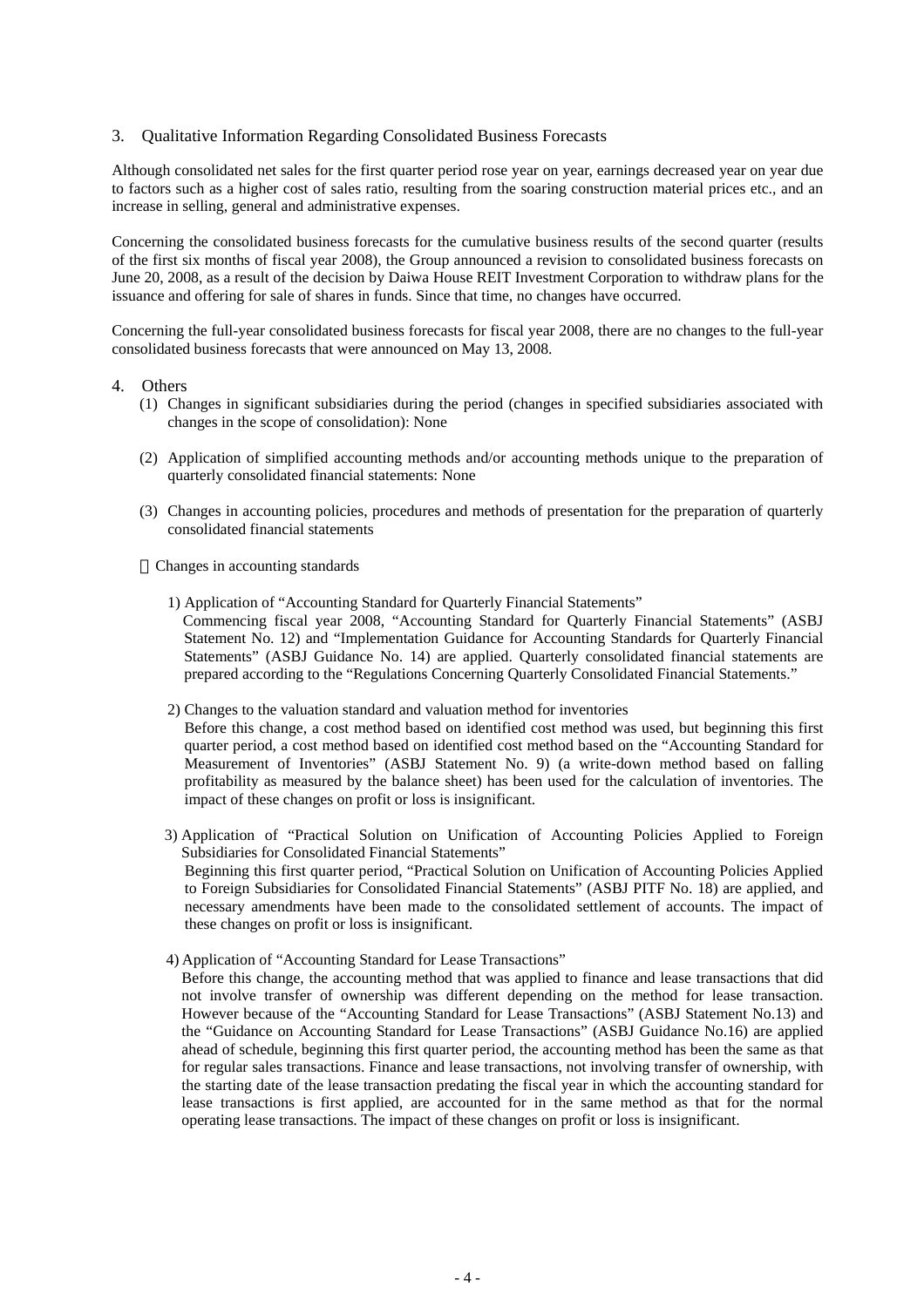## 3. Qualitative Information Regarding Consolidated Business Forecasts

Although consolidated net sales for the first quarter period rose year on year, earnings decreased year on year due to factors such as a higher cost of sales ratio, resulting from the soaring construction material prices etc., and an increase in selling, general and administrative expenses.

Concerning the consolidated business forecasts for the cumulative business results of the second quarter (results of the first six months of fiscal year 2008), the Group announced a revision to consolidated business forecasts on June 20, 2008, as a result of the decision by Daiwa House REIT Investment Corporation to withdraw plans for the issuance and offering for sale of shares in funds. Since that time, no changes have occurred.

Concerning the full-year consolidated business forecasts for fiscal year 2008, there are no changes to the full-year consolidated business forecasts that were announced on May 13, 2008.

## 4. Others

(1) Changes in significant subsidiaries during the period (changes in specified subsidiaries associated with changes in the scope of consolidation): None

(2) Application of simplified accounting methods and/or accounting methods unique to the preparation of quarterly consolidated financial statements: None

(3) Changes in accounting policies, procedures and methods of presentation for the preparation of quarterly consolidated financial statements

Changes in accounting standards

1) Application of “Accounting Standard for Quarterly Financial Statements”
Commencing fiscal year 2008, “Accounting Standard for Quarterly Financial Statements” (ASBJ Statement No. 12) and “Implementation Guidance for Accounting Standards for Quarterly Financial Statements” (ASBJ Guidance No. 14) are applied. Quarterly consolidated financial statements are prepared according to the “Regulations Concerning Quarterly Consolidated Financial Statements.”

2) Changes to the valuation standard and valuation method for inventories
Before this change, a cost method based on identified cost method was used, but beginning this first quarter period, a cost method based on identified cost method based on the “Accounting Standard for Measurement of Inventories” (ASBJ Statement No. 9) (a write-down method based on falling profitability as measured by the balance sheet) has been used for the calculation of inventories. The impact of these changes on profit or loss is insignificant.

3) Application of “Practical Solution on Unification of Accounting Policies Applied to Foreign Subsidiaries for Consolidated Financial Statements”
Beginning this first quarter period, “Practical Solution on Unification of Accounting Policies Applied to Foreign Subsidiaries for Consolidated Financial Statements” (ASBJ PITF No. 18) are applied, and necessary amendments have been made to the consolidated settlement of accounts. The impact of these changes on profit or loss is insignificant.

4) Application of “Accounting Standard for Lease Transactions”
Before this change, the accounting method that was applied to finance and lease transactions that did not involve transfer of ownership was different depending on the method for lease transaction. However because of the “Accounting Standard for Lease Transactions” (ASBJ Statement No.13) and the “Guidance on Accounting Standard for Lease Transactions” (ASBJ Guidance No.16) are applied ahead of schedule, beginning this first quarter period, the accounting method has been the same as that for regular sales transactions. Finance and lease transactions, not involving transfer of ownership, with the starting date of the lease transaction predating the fiscal year in which the accounting standard for lease transactions is first applied, are accounted for in the same method as that for the normal operating lease transactions. The impact of these changes on profit or loss is insignificant.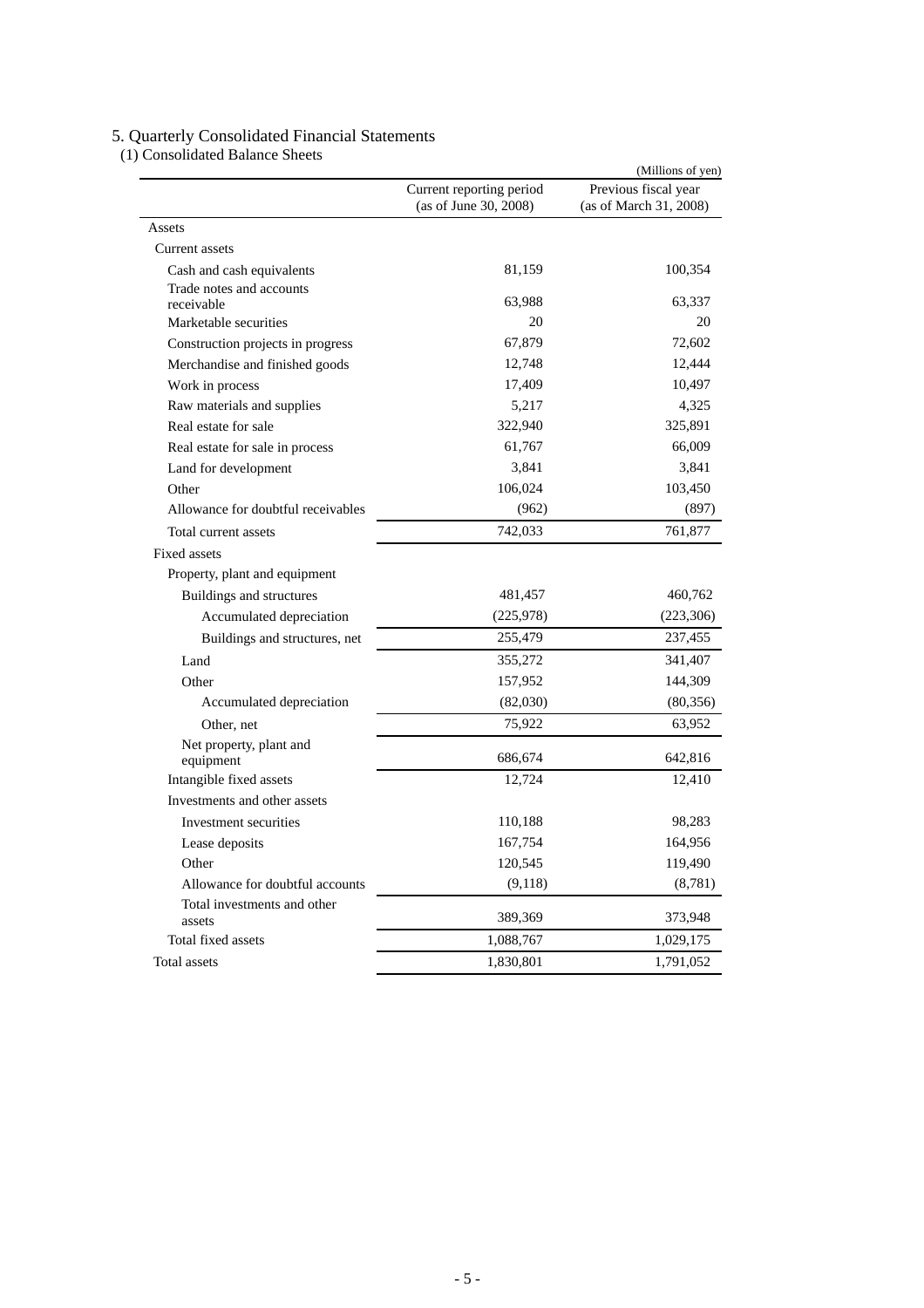# 5. Quarterly Consolidated Financial Statements

## (1) Consolidated Balance Sheets

(Millions of yen)

| | Current reporting period (as of June 30, 2008) | Previous fiscal year (as of March 31, 2008) |
|---|---|---|
| Assets | | |
| Current assets | | |
| Cash and cash equivalents | 81,159 | 100,354 |
| Trade notes and accounts receivable | 63,988 | 63,337 |
| Marketable securities | 20 | 20 |
| Construction projects in progress | 67,879 | 72,602 |
| Merchandise and finished goods | 12,748 | 12,444 |
| Work in process | 17,409 | 10,497 |
| Raw materials and supplies | 5,217 | 4,325 |
| Real estate for sale | 322,940 | 325,891 |
| Real estate for sale in process | 61,767 | 66,009 |
| Land for development | 3,841 | 3,841 |
| Other | 106,024 | 103,450 |
| Allowance for doubtful receivables | (962) | (897) |
| Total current assets | 742,033 | 761,877 |
| Fixed assets | | |
| Property, plant and equipment | | |
| Buildings and structures | 481,457 | 460,762 |
| Accumulated depreciation | (225,978) | (223,306) |
| Buildings and structures, net | 255,479 | 237,455 |
| Land | 355,272 | 341,407 |
| Other | 157,952 | 144,309 |
| Accumulated depreciation | (82,030) | (80,356) |
| Other, net | 75,922 | 63,952 |
| Net property, plant and equipment | 686,674 | 642,816 |
| Intangible fixed assets | 12,724 | 12,410 |
| Investments and other assets | | |
| Investment securities | 110,188 | 98,283 |
| Lease deposits | 167,754 | 164,956 |
| Other | 120,545 | 119,490 |
| Allowance for doubtful accounts | (9,118) | (8,781) |
| Total investments and other assets | 389,369 | 373,948 |
| Total fixed assets | 1,088,767 | 1,029,175 |
| Total assets | 1,830,801 | 1,791,052 |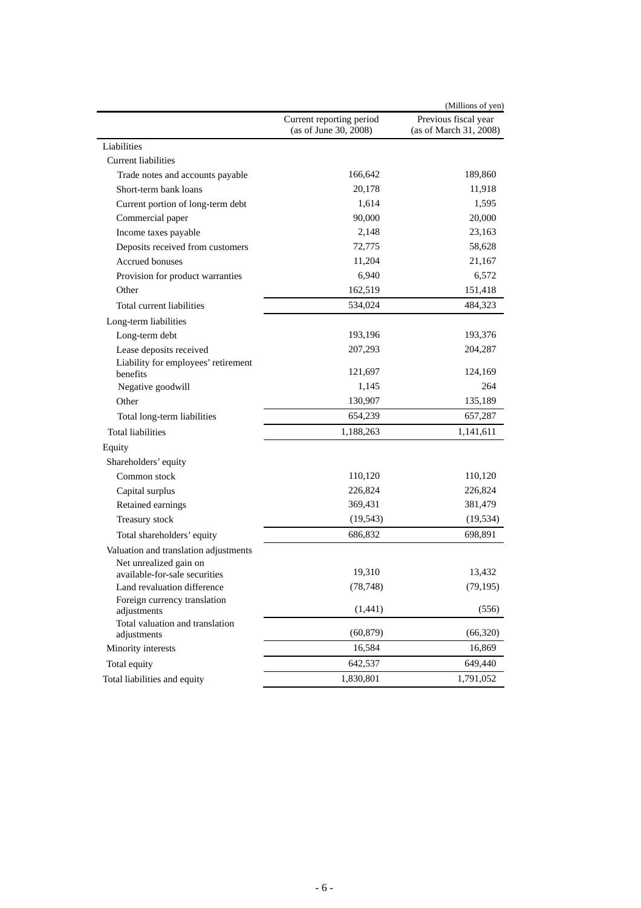(Millions of yen)

| | Current reporting period (as of June 30, 2008) | Previous fiscal year (as of March 31, 2008) |
|---|---|---|
| Liabilities | | |
| Current liabilities | | |
| Trade notes and accounts payable | 166,642 | 189,860 |
| Short-term bank loans | 20,178 | 11,918 |
| Current portion of long-term debt | 1,614 | 1,595 |
| Commercial paper | 90,000 | 20,000 |
| Income taxes payable | 2,148 | 23,163 |
| Deposits received from customers | 72,775 | 58,628 |
| Accrued bonuses | 11,204 | 21,167 |
| Provision for product warranties | 6,940 | 6,572 |
| Other | 162,519 | 151,418 |
| Total current liabilities | 534,024 | 484,323 |
| Long-term liabilities | | |
| Long-term debt | 193,196 | 193,376 |
| Lease deposits received | 207,293 | 204,287 |
| Liability for employees' retirement benefits | 121,697 | 124,169 |
| Negative goodwill | 1,145 | 264 |
| Other | 130,907 | 135,189 |
| Total long-term liabilities | 654,239 | 657,287 |
| Total liabilities | 1,188,263 | 1,141,611 |
| Equity | | |
| Shareholders' equity | | |
| Common stock | 110,120 | 110,120 |
| Capital surplus | 226,824 | 226,824 |
| Retained earnings | 369,431 | 381,479 |
| Treasury stock | (19,543) | (19,534) |
| Total shareholders' equity | 686,832 | 698,891 |
| Valuation and translation adjustments | | |
| Net unrealized gain on available-for-sale securities | 19,310 | 13,432 |
| Land revaluation difference | (78,748) | (79,195) |
| Foreign currency translation adjustments | (1,441) | (556) |
| Total valuation and translation adjustments | (60,879) | (66,320) |
| Minority interests | 16,584 | 16,869 |
| Total equity | 642,537 | 649,440 |
| Total liabilities and equity | 1,830,801 | 1,791,052 |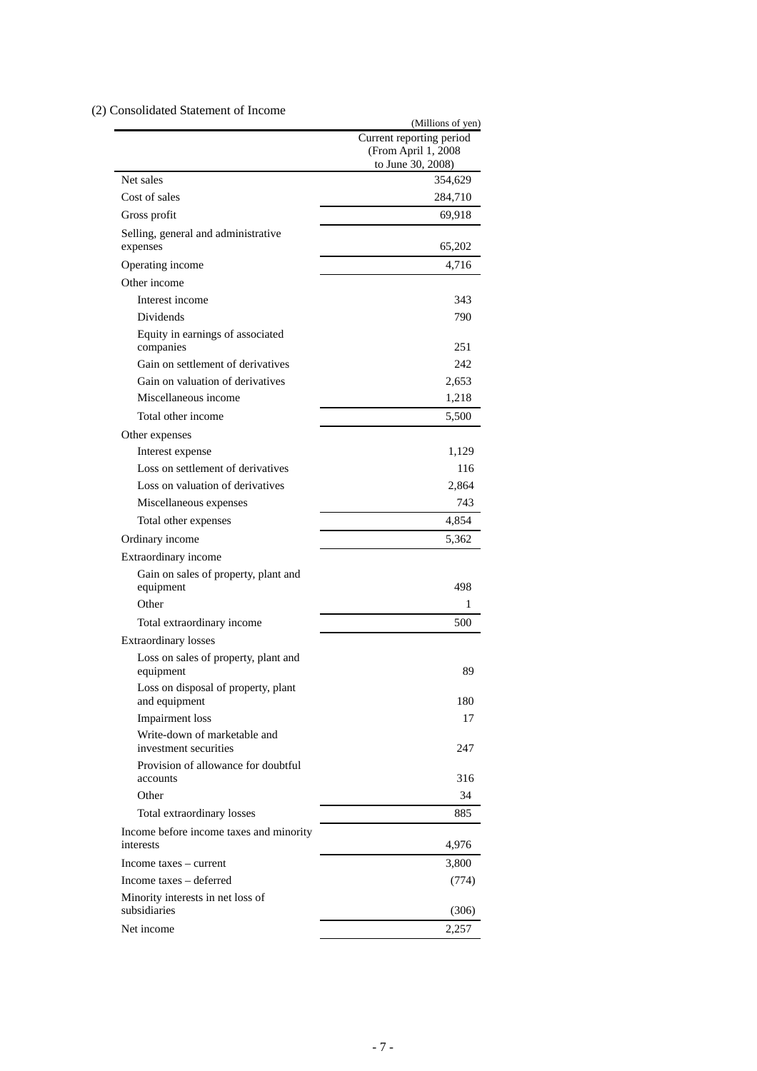(2) Consolidated Statement of Income

| | (Millions of yen) |
|---|---|
| | Current reporting period (From April 1, 2008 to June 30, 2008) |
| Net sales | 354,629 |
| Cost of sales | 284,710 |
| Gross profit | 69,918 |
| Selling, general and administrative expenses | 65,202 |
| Operating income | 4,716 |
| Other income | |
| Interest income | 343 |
| Dividends | 790 |
| Equity in earnings of associated companies | 251 |
| Gain on settlement of derivatives | 242 |
| Gain on valuation of derivatives | 2,653 |
| Miscellaneous income | 1,218 |
| Total other income | 5,500 |
| Other expenses | |
| Interest expense | 1,129 |
| Loss on settlement of derivatives | 116 |
| Loss on valuation of derivatives | 2,864 |
| Miscellaneous expenses | 743 |
| Total other expenses | 4,854 |
| Ordinary income | 5,362 |
| Extraordinary income | |
| Gain on sales of property, plant and equipment | 498 |
| Other | 1 |
| Total extraordinary income | 500 |
| Extraordinary losses | |
| Loss on sales of property, plant and equipment | 89 |
| Loss on disposal of property, plant and equipment | 180 |
| Impairment loss | 17 |
| Write-down of marketable and investment securities | 247 |
| Provision of allowance for doubtful accounts | 316 |
| Other | 34 |
| Total extraordinary losses | 885 |
| Income before income taxes and minority interests | 4,976 |
| Income taxes – current | 3,800 |
| Income taxes – deferred | (774) |
| Minority interests in net loss of subsidiaries | (306) |
| Net income | 2,257 |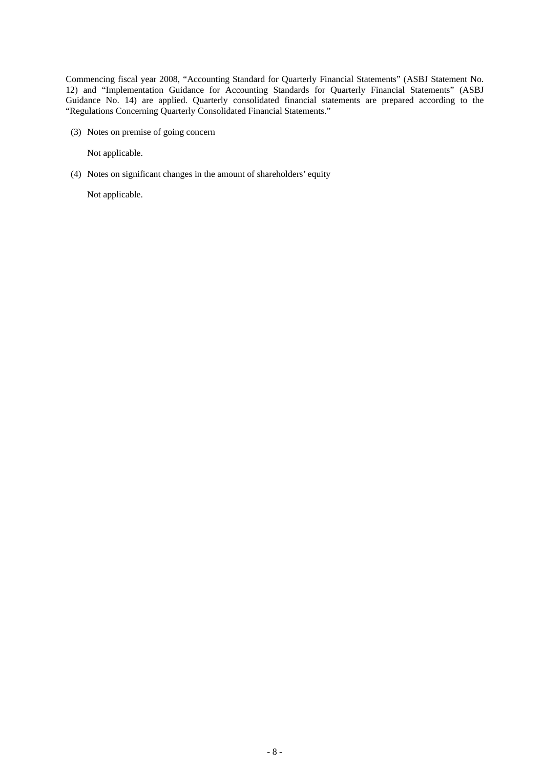Commencing fiscal year 2008, "Accounting Standard for Quarterly Financial Statements" (ASBJ Statement No. 12) and "Implementation Guidance for Accounting Standards for Quarterly Financial Statements" (ASBJ Guidance No. 14) are applied. Quarterly consolidated financial statements are prepared according to the "Regulations Concerning Quarterly Consolidated Financial Statements."

(3) Notes on premise of going concern

Not applicable.

(4) Notes on significant changes in the amount of shareholders' equity

Not applicable.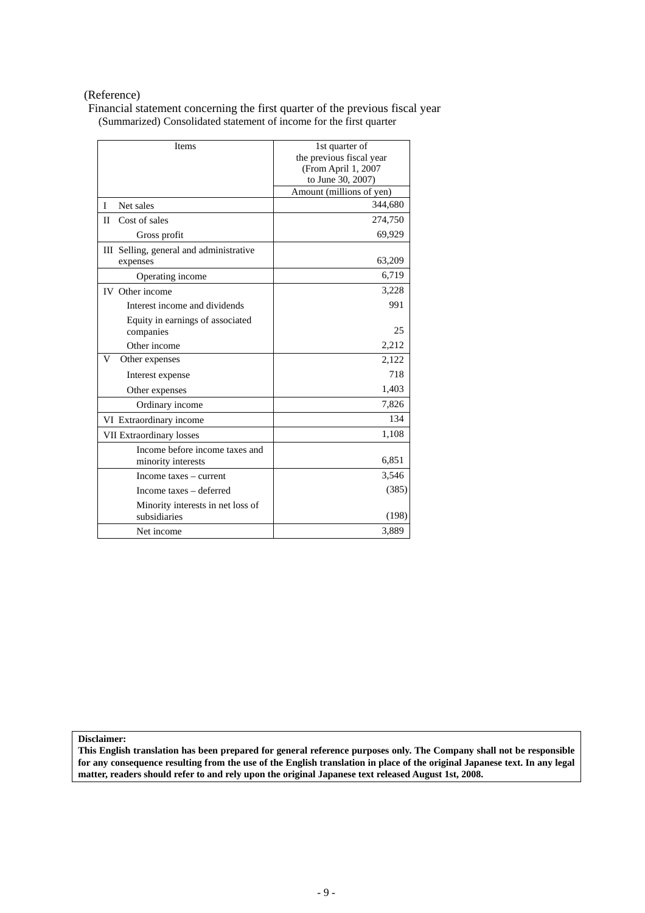(Reference)

Financial statement concerning the first quarter of the previous fiscal year

(Summarized) Consolidated statement of income for the first quarter

| Items | 1st quarter of the previous fiscal year (From April 1, 2007 to June 30, 2007) |
|---|---|
| | Amount (millions of yen) |
| I Net sales | 344,680 |
| II Cost of sales | 274,750 |
| Gross profit | 69,929 |
| III Selling, general and administrative expenses | 63,209 |
| Operating income | 6,719 |
| IV Other income | 3,228 |
| Interest income and dividends | 991 |
| Equity in earnings of associated companies | 25 |
| Other income | 2,212 |
| V Other expenses | 2,122 |
| Interest expense | 718 |
| Other expenses | 1,403 |
| Ordinary income | 7,826 |
| VI Extraordinary income | 134 |
| VII Extraordinary losses | 1,108 |
| Income before income taxes and minority interests | 6,851 |
| Income taxes – current | 3,546 |
| Income taxes – deferred | (385) |
| Minority interests in net loss of subsidiaries | (198) |
| Net income | 3,889 |

**Disclaimer:**
**This English translation has been prepared for general reference purposes only. The Company shall not be responsible for any consequence resulting from the use of the English translation in place of the original Japanese text. In any legal matter, readers should refer to and rely upon the original Japanese text released August 1st, 2008.**